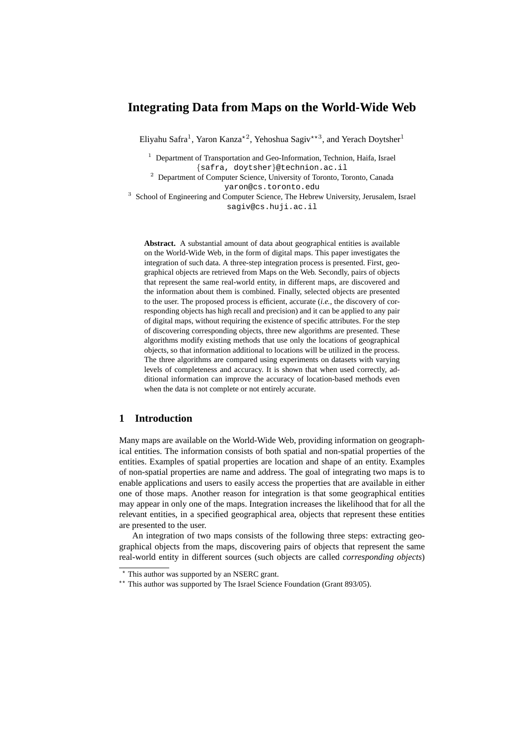# Integrating Data from Maps on the World-Wide Web

Eliyahu Safra[1], Yaron Kanza[⋆2], Yehoshua Sagiv[⋆⋆3], and Yerach Doytsher[1]

[1] Department of Transportation and Geo-Information, Technion, Haifa, Israel
{safra, doytsher}@technion.ac.il
[2] Department of Computer Science, University of Toronto, Toronto, Canada
yaron@cs.toronto.edu
[3] School of Engineering and Computer Science, The Hebrew University, Jerusalem, Israel
sagiv@cs.huji.ac.il

**Abstract.** A substantial amount of data about geographical entities is available on the World-Wide Web, in the form of digital maps. This paper investigates the integration of such data. A three-step integration process is presented. First, geographical objects are retrieved from Maps on the Web. Secondly, pairs of objects that represent the same real-world entity, in different maps, are discovered and the information about them is combined. Finally, selected objects are presented to the user. The proposed process is efficient, accurate (*i.e.*, the discovery of corresponding objects has high recall and precision) and it can be applied to any pair of digital maps, without requiring the existence of specific attributes. For the step of discovering corresponding objects, three new algorithms are presented. These algorithms modify existing methods that use only the locations of geographical objects, so that information additional to locations will be utilized in the process. The three algorithms are compared using experiments on datasets with varying levels of completeness and accuracy. It is shown that when used correctly, additional information can improve the accuracy of location-based methods even when the data is not complete or not entirely accurate.

## 1 Introduction

Many maps are available on the World-Wide Web, providing information on geographical entities. The information consists of both spatial and non-spatial properties of the entities. Examples of spatial properties are location and shape of an entity. Examples of non-spatial properties are name and address. The goal of integrating two maps is to enable applications and users to easily access the properties that are available in either one of those maps. Another reason for integration is that some geographical entities may appear in only one of the maps. Integration increases the likelihood that for all the relevant entities, in a specified geographical area, objects that represent these entities are presented to the user.

An integration of two maps consists of the following three steps: extracting geographical objects from the maps, discovering pairs of objects that represent the same real-world entity in different sources (such objects are called *corresponding objects*)

⋆ This author was supported by an NSERC grant.
⋆⋆ This author was supported by The Israel Science Foundation (Grant 893/05).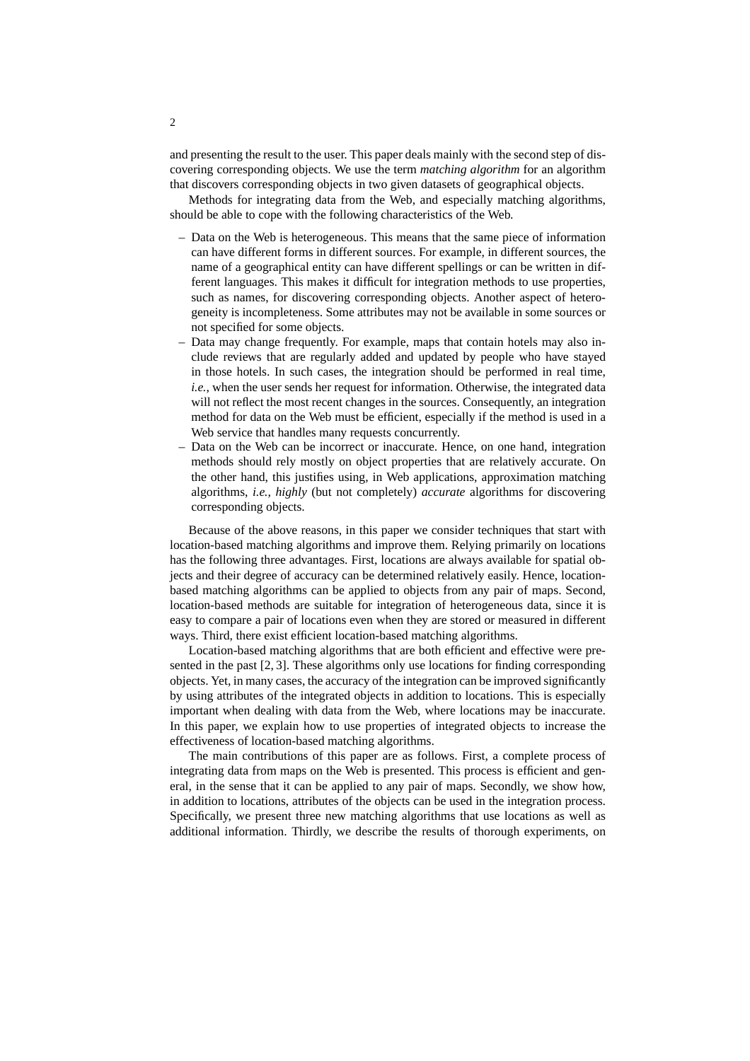and presenting the result to the user. This paper deals mainly with the second step of discovering corresponding objects. We use the term *matching algorithm* for an algorithm that discovers corresponding objects in two given datasets of geographical objects.

Methods for integrating data from the Web, and especially matching algorithms, should be able to cope with the following characteristics of the Web.

- Data on the Web is heterogeneous. This means that the same piece of information can have different forms in different sources. For example, in different sources, the name of a geographical entity can have different spellings or can be written in different languages. This makes it difficult for integration methods to use properties, such as names, for discovering corresponding objects. Another aspect of heterogeneity is incompleteness. Some attributes may not be available in some sources or not specified for some objects.
- Data may change frequently. For example, maps that contain hotels may also include reviews that are regularly added and updated by people who have stayed in those hotels. In such cases, the integration should be performed in real time, *i.e.*, when the user sends her request for information. Otherwise, the integrated data will not reflect the most recent changes in the sources. Consequently, an integration method for data on the Web must be efficient, especially if the method is used in a Web service that handles many requests concurrently.
- Data on the Web can be incorrect or inaccurate. Hence, on one hand, integration methods should rely mostly on object properties that are relatively accurate. On the other hand, this justifies using, in Web applications, approximation matching algorithms, *i.e.*, *highly* (but not completely) *accurate* algorithms for discovering corresponding objects.

Because of the above reasons, in this paper we consider techniques that start with location-based matching algorithms and improve them. Relying primarily on locations has the following three advantages. First, locations are always available for spatial objects and their degree of accuracy can be determined relatively easily. Hence, location-based matching algorithms can be applied to objects from any pair of maps. Second, location-based methods are suitable for integration of heterogeneous data, since it is easy to compare a pair of locations even when they are stored or measured in different ways. Third, there exist efficient location-based matching algorithms.

Location-based matching algorithms that are both efficient and effective were presented in the past [2, 3]. These algorithms only use locations for finding corresponding objects. Yet, in many cases, the accuracy of the integration can be improved significantly by using attributes of the integrated objects in addition to locations. This is especially important when dealing with data from the Web, where locations may be inaccurate. In this paper, we explain how to use properties of integrated objects to increase the effectiveness of location-based matching algorithms.

The main contributions of this paper are as follows. First, a complete process of integrating data from maps on the Web is presented. This process is efficient and general, in the sense that it can be applied to any pair of maps. Secondly, we show how, in addition to locations, attributes of the objects can be used in the integration process. Specifically, we present three new matching algorithms that use locations as well as additional information. Thirdly, we describe the results of thorough experiments, on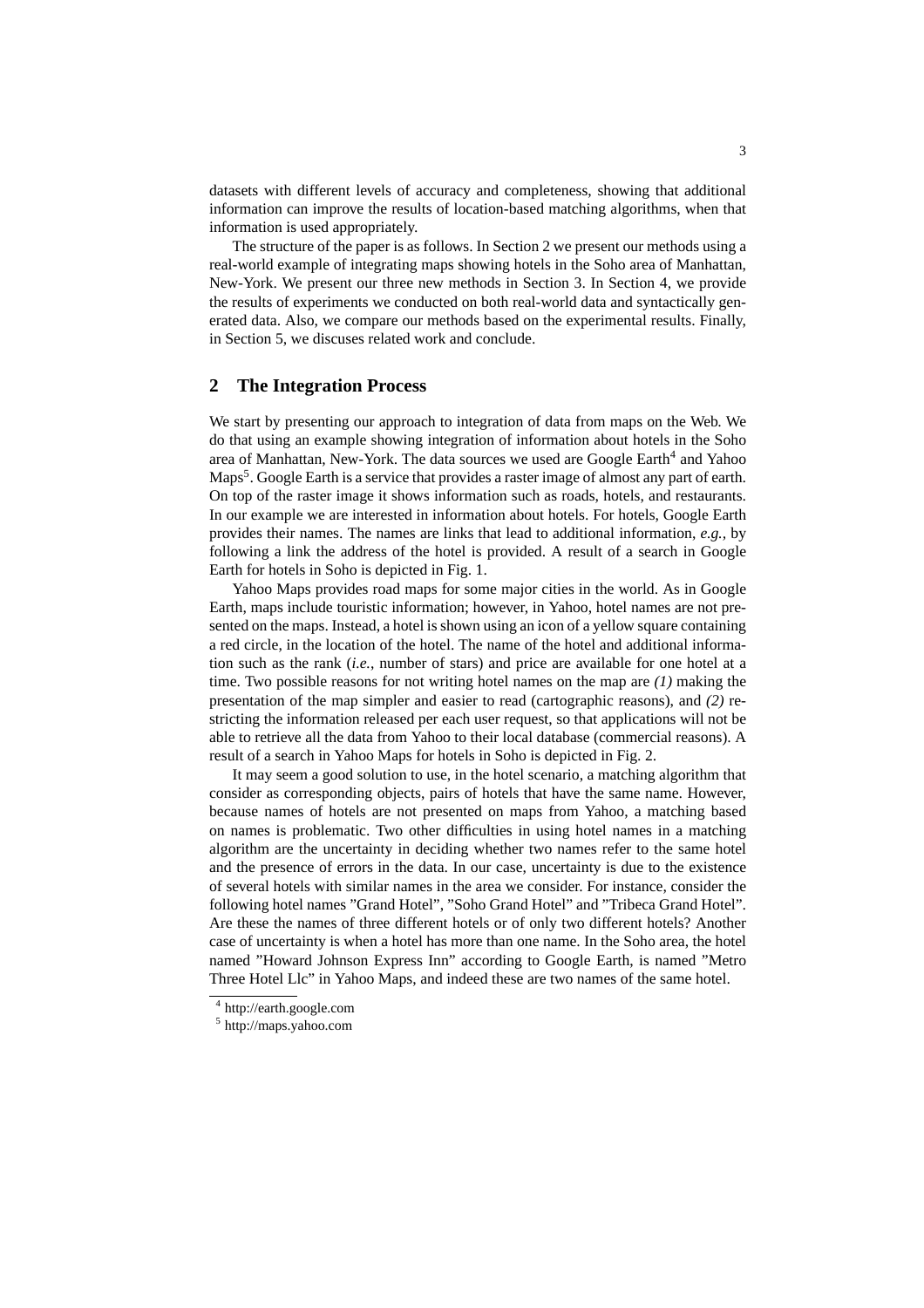datasets with different levels of accuracy and completeness, showing that additional information can improve the results of location-based matching algorithms, when that information is used appropriately.

The structure of the paper is as follows. In Section 2 we present our methods using a real-world example of integrating maps showing hotels in the Soho area of Manhattan, New-York. We present our three new methods in Section 3. In Section 4, we provide the results of experiments we conducted on both real-world data and syntactically generated data. Also, we compare our methods based on the experimental results. Finally, in Section 5, we discuses related work and conclude.

## 2 The Integration Process

We start by presenting our approach to integration of data from maps on the Web. We do that using an example showing integration of information about hotels in the Soho area of Manhattan, New-York. The data sources we used are Google Earth[4] and Yahoo Maps[5]. Google Earth is a service that provides a raster image of almost any part of earth. On top of the raster image it shows information such as roads, hotels, and restaurants. In our example we are interested in information about hotels. For hotels, Google Earth provides their names. The names are links that lead to additional information, *e.g.,* by following a link the address of the hotel is provided. A result of a search in Google Earth for hotels in Soho is depicted in Fig. 1.

Yahoo Maps provides road maps for some major cities in the world. As in Google Earth, maps include touristic information; however, in Yahoo, hotel names are not presented on the maps. Instead, a hotel is shown using an icon of a yellow square containing a red circle, in the location of the hotel. The name of the hotel and additional information such as the rank (*i.e.*, number of stars) and price are available for one hotel at a time. Two possible reasons for not writing hotel names on the map are *(1)* making the presentation of the map simpler and easier to read (cartographic reasons), and *(2)* restricting the information released per each user request, so that applications will not be able to retrieve all the data from Yahoo to their local database (commercial reasons). A result of a search in Yahoo Maps for hotels in Soho is depicted in Fig. 2.

It may seem a good solution to use, in the hotel scenario, a matching algorithm that consider as corresponding objects, pairs of hotels that have the same name. However, because names of hotels are not presented on maps from Yahoo, a matching based on names is problematic. Two other difficulties in using hotel names in a matching algorithm are the uncertainty in deciding whether two names refer to the same hotel and the presence of errors in the data. In our case, uncertainty is due to the existence of several hotels with similar names in the area we consider. For instance, consider the following hotel names "Grand Hotel", "Soho Grand Hotel" and "Tribeca Grand Hotel". Are these the names of three different hotels or of only two different hotels? Another case of uncertainty is when a hotel has more than one name. In the Soho area, the hotel named "Howard Johnson Express Inn" according to Google Earth, is named "Metro Three Hotel Llc" in Yahoo Maps, and indeed these are two names of the same hotel.

[4] http://earth.google.com

[5] http://maps.yahoo.com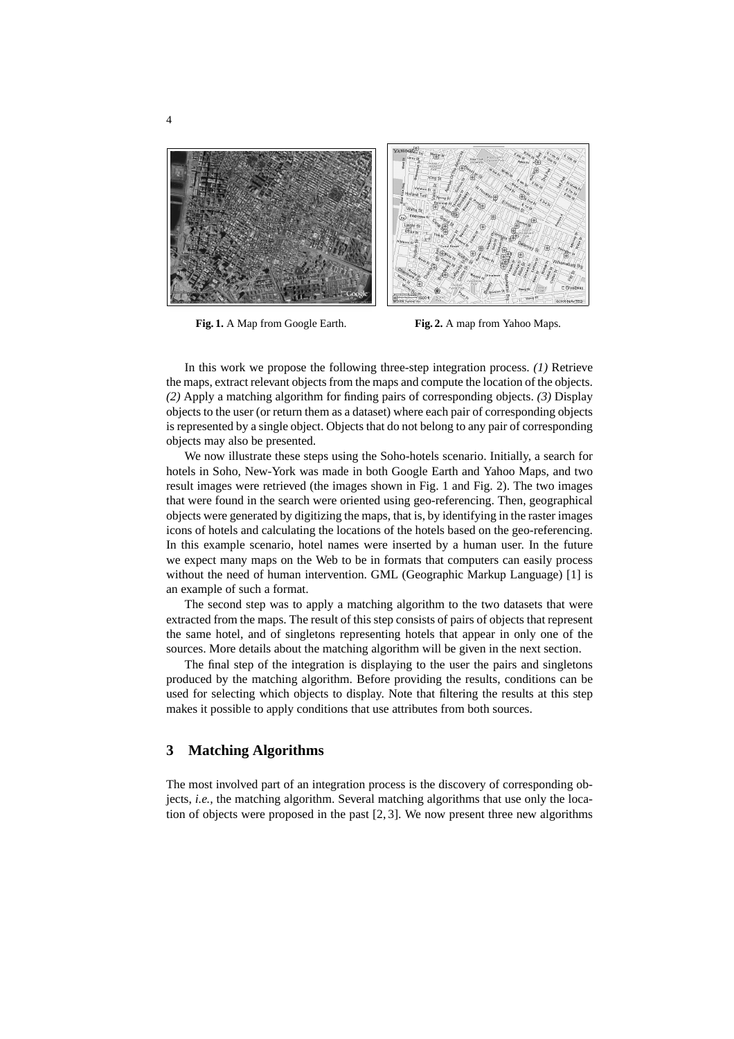Fig. 1. A Map from Google Earth.

Fig. 2. A map from Yahoo Maps.

In this work we propose the following three-step integration process. *(1)* Retrieve the maps, extract relevant objects from the maps and compute the location of the objects. *(2)* Apply a matching algorithm for finding pairs of corresponding objects. *(3)* Display objects to the user (or return them as a dataset) where each pair of corresponding objects is represented by a single object. Objects that do not belong to any pair of corresponding objects may also be presented.

We now illustrate these steps using the Soho-hotels scenario. Initially, a search for hotels in Soho, New-York was made in both Google Earth and Yahoo Maps, and two result images were retrieved (the images shown in Fig. 1 and Fig. 2). The two images that were found in the search were oriented using geo-referencing. Then, geographical objects were generated by digitizing the maps, that is, by identifying in the raster images icons of hotels and calculating the locations of the hotels based on the geo-referencing. In this example scenario, hotel names were inserted by a human user. In the future we expect many maps on the Web to be in formats that computers can easily process without the need of human intervention. GML (Geographic Markup Language) [1] is an example of such a format.

The second step was to apply a matching algorithm to the two datasets that were extracted from the maps. The result of this step consists of pairs of objects that represent the same hotel, and of singletons representing hotels that appear in only one of the sources. More details about the matching algorithm will be given in the next section.

The final step of the integration is displaying to the user the pairs and singletons produced by the matching algorithm. Before providing the results, conditions can be used for selecting which objects to display. Note that filtering the results at this step makes it possible to apply conditions that use attributes from both sources.

## 3 Matching Algorithms

The most involved part of an integration process is the discovery of corresponding objects, *i.e.,* the matching algorithm. Several matching algorithms that use only the location of objects were proposed in the past [2, 3]. We now present three new algorithms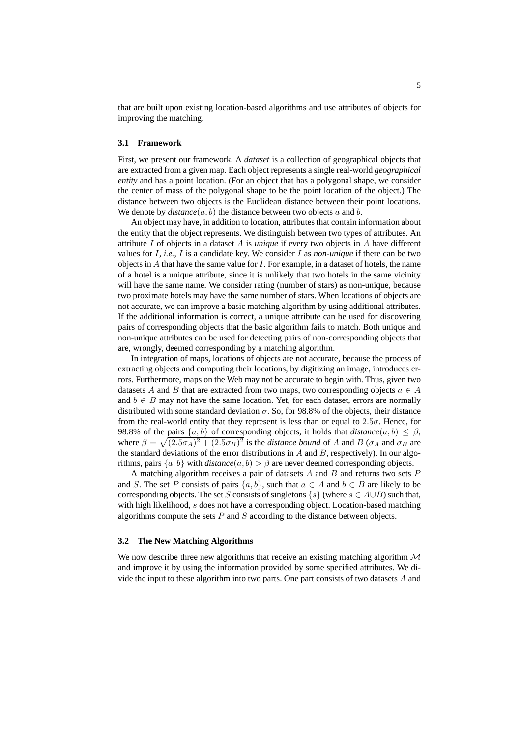that are built upon existing location-based algorithms and use attributes of objects for improving the matching.

### 3.1 Framework

First, we present our framework. A *dataset* is a collection of geographical objects that are extracted from a given map. Each object represents a single real-world *geographical entity* and has a point location. (For an object that has a polygonal shape, we consider the center of mass of the polygonal shape to be the point location of the object.) The distance between two objects is the Euclidean distance between their point locations. We denote by *distance*$(a, b)$ the distance between two objects $a$ and $b$.

An object may have, in addition to location, attributes that contain information about the entity that the object represents. We distinguish between two types of attributes. An attribute $I$ of objects in a dataset $A$ is *unique* if every two objects in $A$ have different values for $I$, *i.e.,* $I$ is a candidate key. We consider $I$ as *non-unique* if there can be two objects in $A$ that have the same value for $I$. For example, in a dataset of hotels, the name of a hotel is a unique attribute, since it is unlikely that two hotels in the same vicinity will have the same name. We consider rating (number of stars) as non-unique, because two proximate hotels may have the same number of stars. When locations of objects are not accurate, we can improve a basic matching algorithm by using additional attributes. If the additional information is correct, a unique attribute can be used for discovering pairs of corresponding objects that the basic algorithm fails to match. Both unique and non-unique attributes can be used for detecting pairs of non-corresponding objects that are, wrongly, deemed corresponding by a matching algorithm.

In integration of maps, locations of objects are not accurate, because the process of extracting objects and computing their locations, by digitizing an image, introduces errors. Furthermore, maps on the Web may not be accurate to begin with. Thus, given two datasets $A$ and $B$ that are extracted from two maps, two corresponding objects $a \in A$ and $b \in B$ may not have the same location. Yet, for each dataset, errors are normally distributed with some standard deviation $\sigma$. So, for 98.8% of the objects, their distance from the real-world entity that they represent is less than or equal to $2.5\sigma$. Hence, for 98.8% of the pairs $\{a, b\}$ of corresponding objects, it holds that *distance*$(a, b) \leq \beta$, where $\beta = \sqrt{(2.5\sigma_A)^2 + (2.5\sigma_B)^2}$ is the *distance bound* of $A$ and $B$ ($\sigma_A$ and $\sigma_B$ are the standard deviations of the error distributions in $A$ and $B$, respectively). In our algorithms, pairs $\{a, b\}$ with *distance*$(a, b) > \beta$ are never deemed corresponding objects.

A matching algorithm receives a pair of datasets $A$ and $B$ and returns two sets $P$ and $S$. The set $P$ consists of pairs $\{a, b\}$, such that $a \in A$ and $b \in B$ are likely to be corresponding objects. The set $S$ consists of singletons $\{s\}$ (where $s \in A \cup B$) such that, with high likelihood, $s$ does not have a corresponding object. Location-based matching algorithms compute the sets $P$ and $S$ according to the distance between objects.

### 3.2 The New Matching Algorithms

We now describe three new algorithms that receive an existing matching algorithm $\mathcal{M}$ and improve it by using the information provided by some specified attributes. We divide the input to these algorithm into two parts. One part consists of two datasets $A$ and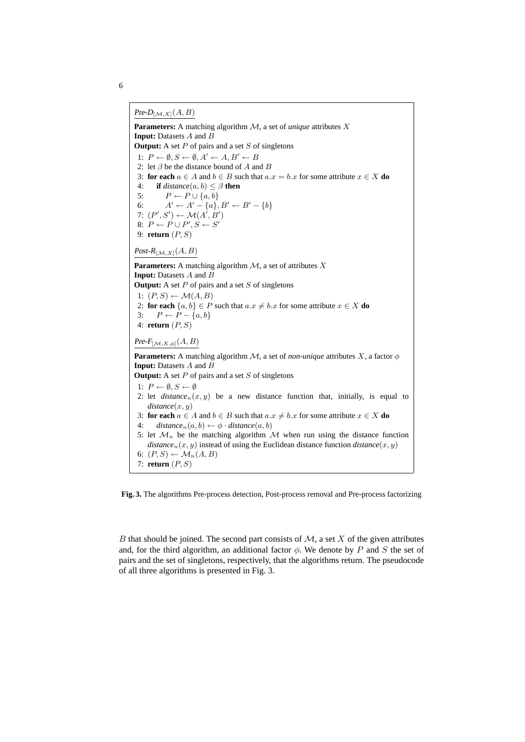<u>*Pre-D*$_{[\mathcal{M},X]}(A, B)$</u>

**Parameters:** A matching algorithm $\mathcal{M}$, a set of *unique* attributes $X$
**Input:** Datasets $A$ and $B$
**Output:** A set $P$ of pairs and a set $S$ of singletons

1: $P \leftarrow \emptyset, S \leftarrow \emptyset, A' \leftarrow A, B' \leftarrow B$
2: let $\beta$ be the distance bound of $A$ and $B$
3: **for each** $a \in A$ and $b \in B$ such that $a.x = b.x$ for some attribute $x \in X$ **do**
4: &nbsp;&nbsp;&nbsp;&nbsp;**if** *distance*$(a, b) \leq \beta$ **then**
5: &nbsp;&nbsp;&nbsp;&nbsp;&nbsp;&nbsp;&nbsp;&nbsp;$P \leftarrow P \cup \{a, b\}$
6: &nbsp;&nbsp;&nbsp;&nbsp;&nbsp;&nbsp;&nbsp;&nbsp;$A' \leftarrow A' - \{a\}, B' \leftarrow B' - \{b\}$
7: $(P', S') \leftarrow \mathcal{M}(A', B')$
8: $P \leftarrow P \cup P', S \leftarrow S'$
9: **return** $(P, S)$

<u>*Post-R*$_{[\mathcal{M},X]}(A, B)$</u>

**Parameters:** A matching algorithm $\mathcal{M}$, a set of attributes $X$
**Input:** Datasets $A$ and $B$
**Output:** A set $P$ of pairs and a set $S$ of singletons

1: $(P, S) \leftarrow \mathcal{M}(A, B)$
2: **for each** $\{a, b\} \in P$ such that $a.x \neq b.x$ for some attribute $x \in X$ **do**
3: &nbsp;&nbsp;&nbsp;&nbsp;$P \leftarrow P - \{a, b\}$
4: **return** $(P, S)$

<u>*Pre-F*$_{[\mathcal{M},X,\phi]}(A, B)$</u>

**Parameters:** A matching algorithm $\mathcal{M}$, a set of *non-unique* attributes $X$, a factor $\phi$
**Input:** Datasets $A$ and $B$
**Output:** A set $P$ of pairs and a set $S$ of singletons

1: $P \leftarrow \emptyset, S \leftarrow \emptyset$
2: let *distance*$_n(x, y)$ be a new distance function that, initially, is equal to *distance*$(x, y)$
3: **for each** $a \in A$ and $b \in B$ such that $a.x \neq b.x$ for some attribute $x \in X$ **do**
4: &nbsp;&nbsp;&nbsp;&nbsp;*distance*$_n(a, b) \leftarrow \phi \cdot$ *distance*$(a, b)$
5: let $\mathcal{M}_n$ be the matching algorithm $\mathcal{M}$ when run using the distance function *distance*$_n(x, y)$ instead of using the Euclidean distance function *distance*$(x, y)$
6: $(P, S) \leftarrow \mathcal{M}_n(A, B)$
7: **return** $(P, S)$

**Fig. 3.** The algorithms Pre-process detection, Post-process removal and Pre-process factorizing

$B$ that should be joined. The second part consists of $\mathcal{M}$, a set $X$ of the given attributes and, for the third algorithm, an additional factor $\phi$. We denote by $P$ and $S$ the set of pairs and the set of singletons, respectively, that the algorithms return. The pseudocode of all three algorithms is presented in Fig. 3.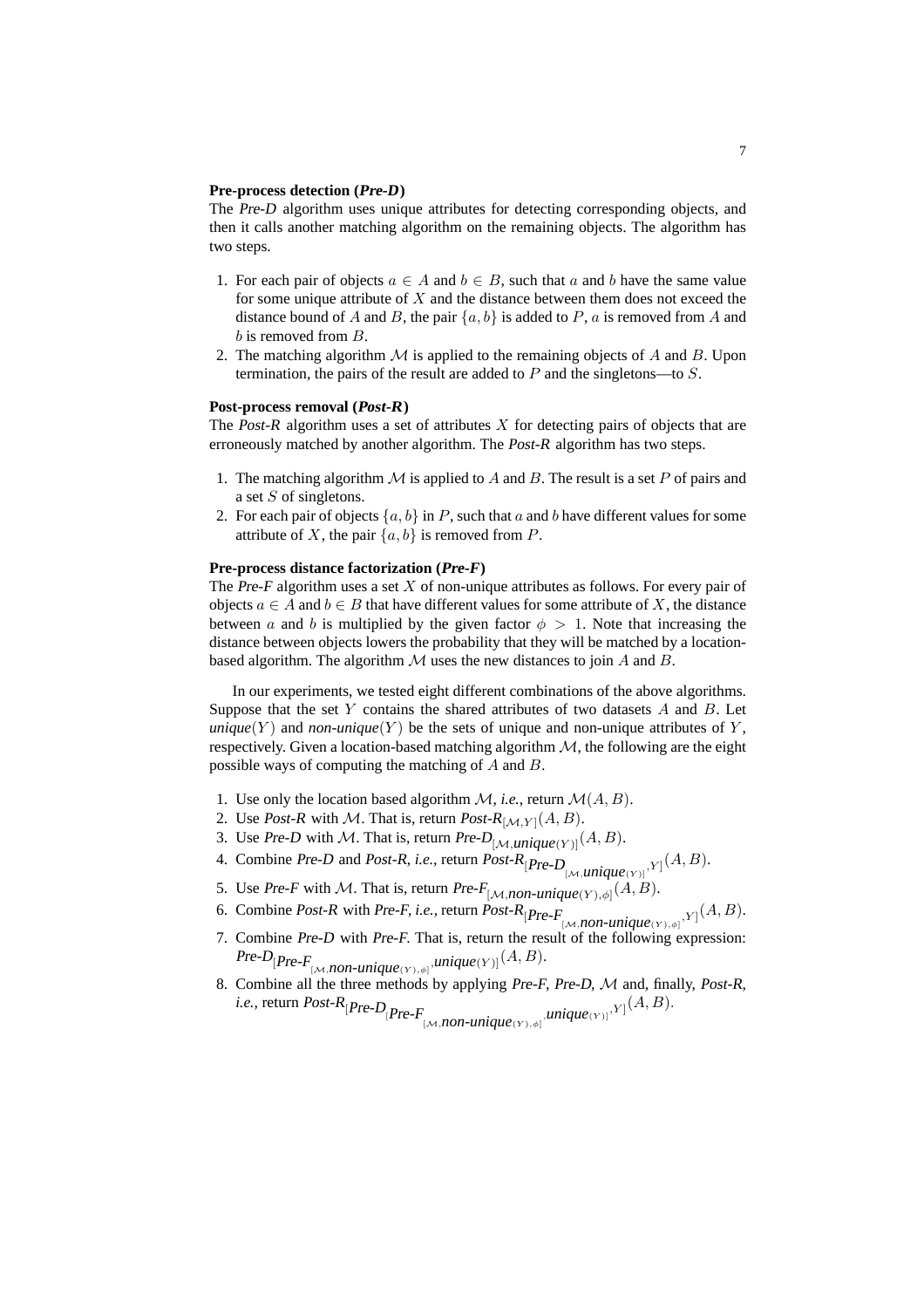**Pre-process detection (*Pre-D*)**

The *Pre-D* algorithm uses unique attributes for detecting corresponding objects, and then it calls another matching algorithm on the remaining objects. The algorithm has two steps.

1. For each pair of objects $a \in A$ and $b \in B$, such that $a$ and $b$ have the same value for some unique attribute of $X$ and the distance between them does not exceed the distance bound of $A$ and $B$, the pair $\{a, b\}$ is added to $P$, $a$ is removed from $A$ and $b$ is removed from $B$.
2. The matching algorithm $\mathcal{M}$ is applied to the remaining objects of $A$ and $B$. Upon termination, the pairs of the result are added to $P$ and the singletons—to $S$.

**Post-process removal (*Post-R*)**

The *Post-R* algorithm uses a set of attributes $X$ for detecting pairs of objects that are erroneously matched by another algorithm. The *Post-R* algorithm has two steps.

1. The matching algorithm $\mathcal{M}$ is applied to $A$ and $B$. The result is a set $P$ of pairs and a set $S$ of singletons.
2. For each pair of objects $\{a, b\}$ in $P$, such that $a$ and $b$ have different values for some attribute of $X$, the pair $\{a, b\}$ is removed from $P$.

**Pre-process distance factorization (*Pre-F*)**

The *Pre-F* algorithm uses a set $X$ of non-unique attributes as follows. For every pair of objects $a \in A$ and $b \in B$ that have different values for some attribute of $X$, the distance between $a$ and $b$ is multiplied by the given factor $\phi > 1$. Note that increasing the distance between objects lowers the probability that they will be matched by a location-based algorithm. The algorithm $\mathcal{M}$ uses the new distances to join $A$ and $B$.

In our experiments, we tested eight different combinations of the above algorithms. Suppose that the set $Y$ contains the shared attributes of two datasets $A$ and $B$. Let *unique*$(Y)$ and *non-unique*$(Y)$ be the sets of unique and non-unique attributes of $Y$, respectively. Given a location-based matching algorithm $\mathcal{M}$, the following are the eight possible ways of computing the matching of $A$ and $B$.

1. Use only the location based algorithm $\mathcal{M}$, *i.e.*, return $\mathcal{M}(A, B)$.
2. Use *Post-R* with $\mathcal{M}$. That is, return $\textit{Post-R}_{[\mathcal{M},Y]}(A, B)$.
3. Use *Pre-D* with $\mathcal{M}$. That is, return $\textit{Pre-D}_{[\mathcal{M},\textit{unique}(Y)]}(A, B)$.
4. Combine *Pre-D* and *Post-R*, *i.e.*, return $\textit{Post-R}_{[\textit{Pre-D}_{[\mathcal{M},\textit{unique}(Y)]},Y]}(A, B)$.
5. Use *Pre-F* with $\mathcal{M}$. That is, return $\textit{Pre-F}_{[\mathcal{M},\textit{non-unique}(Y),\phi]}(A, B)$.
6. Combine *Post-R* with *Pre-F*, *i.e.*, return $\textit{Post-R}_{[\textit{Pre-F}_{[\mathcal{M},\textit{non-unique}(Y),\phi]},Y]}(A, B)$.
7. Combine *Pre-D* with *Pre-F*. That is, return the result of the following expression: $\textit{Pre-D}_{[\textit{Pre-F}_{[\mathcal{M},\textit{non-unique}(Y),\phi]},\textit{unique}(Y)]}(A, B)$.
8. Combine all the three methods by applying *Pre-F*, *Pre-D*, $\mathcal{M}$ and, finally, *Post-R*, *i.e.*, return $\textit{Post-R}_{[\textit{Pre-D}_{[\textit{Pre-F}_{[\mathcal{M},\textit{non-unique}(Y),\phi]},\textit{unique}(Y)]},Y]}(A, B)$.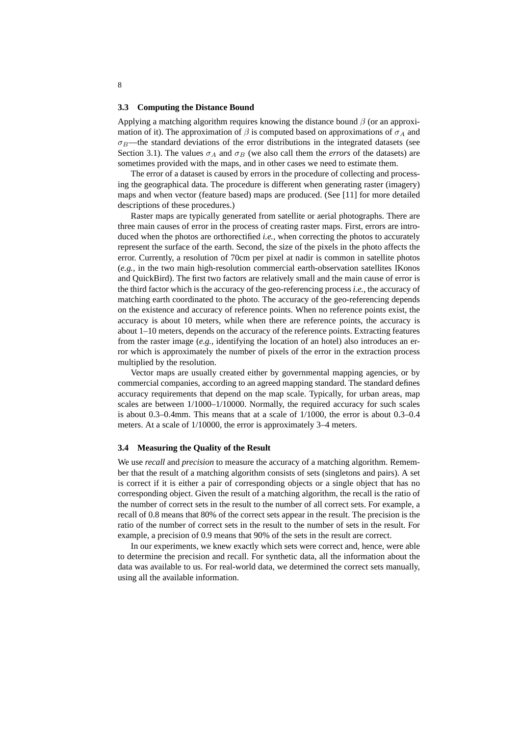### 3.3 Computing the Distance Bound

Applying a matching algorithm requires knowing the distance bound $\beta$ (or an approximation of it). The approximation of $\beta$ is computed based on approximations of $\sigma_A$ and $\sigma_B$—the standard deviations of the error distributions in the integrated datasets (see Section 3.1). The values $\sigma_A$ and $\sigma_B$ (we also call them the *errors* of the datasets) are sometimes provided with the maps, and in other cases we need to estimate them.

The error of a dataset is caused by errors in the procedure of collecting and processing the geographical data. The procedure is different when generating raster (imagery) maps and when vector (feature based) maps are produced. (See [11] for more detailed descriptions of these procedures.)

Raster maps are typically generated from satellite or aerial photographs. There are three main causes of error in the process of creating raster maps. First, errors are introduced when the photos are orthorectified *i.e.,* when correcting the photos to accurately represent the surface of the earth. Second, the size of the pixels in the photo affects the error. Currently, a resolution of 70cm per pixel at nadir is common in satellite photos (*e.g.,* in the two main high-resolution commercial earth-observation satellites IKonos and QuickBird). The first two factors are relatively small and the main cause of error is the third factor which is the accuracy of the geo-referencing process *i.e.,* the accuracy of matching earth coordinated to the photo. The accuracy of the geo-referencing depends on the existence and accuracy of reference points. When no reference points exist, the accuracy is about 10 meters, while when there are reference points, the accuracy is about 1–10 meters, depends on the accuracy of the reference points. Extracting features from the raster image (*e.g.,* identifying the location of an hotel) also introduces an error which is approximately the number of pixels of the error in the extraction process multiplied by the resolution.

Vector maps are usually created either by governmental mapping agencies, or by commercial companies, according to an agreed mapping standard. The standard defines accuracy requirements that depend on the map scale. Typically, for urban areas, map scales are between 1/1000–1/10000. Normally, the required accuracy for such scales is about 0.3–0.4mm. This means that at a scale of 1/1000, the error is about 0.3–0.4 meters. At a scale of 1/10000, the error is approximately 3–4 meters.

### 3.4 Measuring the Quality of the Result

We use *recall* and *precision* to measure the accuracy of a matching algorithm. Remember that the result of a matching algorithm consists of sets (singletons and pairs). A set is correct if it is either a pair of corresponding objects or a single object that has no corresponding object. Given the result of a matching algorithm, the recall is the ratio of the number of correct sets in the result to the number of all correct sets. For example, a recall of 0.8 means that 80% of the correct sets appear in the result. The precision is the ratio of the number of correct sets in the result to the number of sets in the result. For example, a precision of 0.9 means that 90% of the sets in the result are correct.

In our experiments, we knew exactly which sets were correct and, hence, were able to determine the precision and recall. For synthetic data, all the information about the data was available to us. For real-world data, we determined the correct sets manually, using all the available information.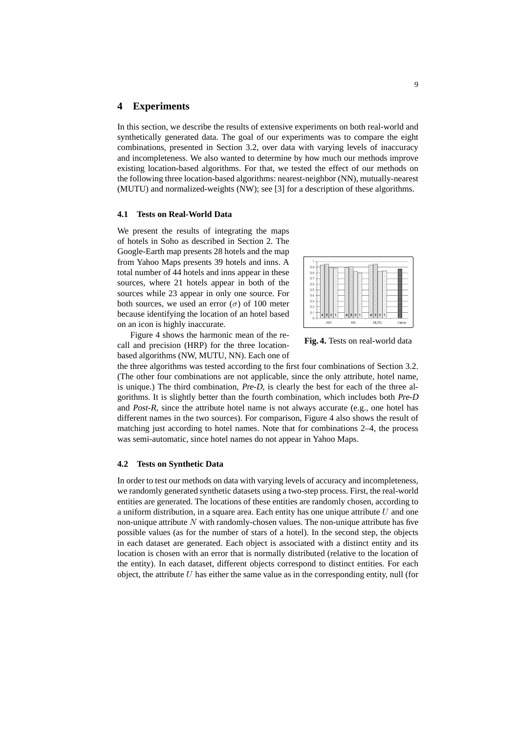## 4 Experiments

In this section, we describe the results of extensive experiments on both real-world and synthetically generated data. The goal of our experiments was to compare the eight combinations, presented in Section 3.2, over data with varying levels of inaccuracy and incompleteness. We also wanted to determine by how much our methods improve existing location-based algorithms. For that, we tested the effect of our methods on the following three location-based algorithms: nearest-neighbor (NN), mutually-nearest (MUTU) and normalized-weights (NW); see [3] for a description of these algorithms.

### 4.1 Tests on Real-World Data

We present the results of integrating the maps of hotels in Soho as described in Section 2. The Google-Earth map presents 28 hotels and the map from Yahoo Maps presents 39 hotels and inns. A total number of 44 hotels and inns appear in these sources, where 21 hotels appear in both of the sources while 23 appear in only one source. For both sources, we used an error ($\sigma$) of 100 meter because identifying the location of an hotel based on an icon is highly inaccurate.

**Fig. 4.** Tests on real-world data

Figure 4 shows the harmonic mean of the recall and precision (HRP) for the three location-based algorithms (NW, MUTU, NN). Each one of the three algorithms was tested according to the first four combinations of Section 3.2. (The other four combinations are not applicable, since the only attribute, hotel name, is unique.) The third combination, *Pre-D*, is clearly the best for each of the three algorithms. It is slightly better than the fourth combination, which includes both *Pre-D* and *Post-R*, since the attribute hotel name is not always accurate (e.g., one hotel has different names in the two sources). For comparison, Figure 4 also shows the result of matching just according to hotel names. Note that for combinations 2–4, the process was semi-automatic, since hotel names do not appear in Yahoo Maps.

### 4.2 Tests on Synthetic Data

In order to test our methods on data with varying levels of accuracy and incompleteness, we randomly generated synthetic datasets using a two-step process. First, the real-world entities are generated. The locations of these entities are randomly chosen, according to a uniform distribution, in a square area. Each entity has one unique attribute $U$ and one non-unique attribute $N$ with randomly-chosen values. The non-unique attribute has five possible values (as for the number of stars of a hotel). In the second step, the objects in each dataset are generated. Each object is associated with a distinct entity and its location is chosen with an error that is normally distributed (relative to the location of the entity). In each dataset, different objects correspond to distinct entities. For each object, the attribute $U$ has either the same value as in the corresponding entity, null (for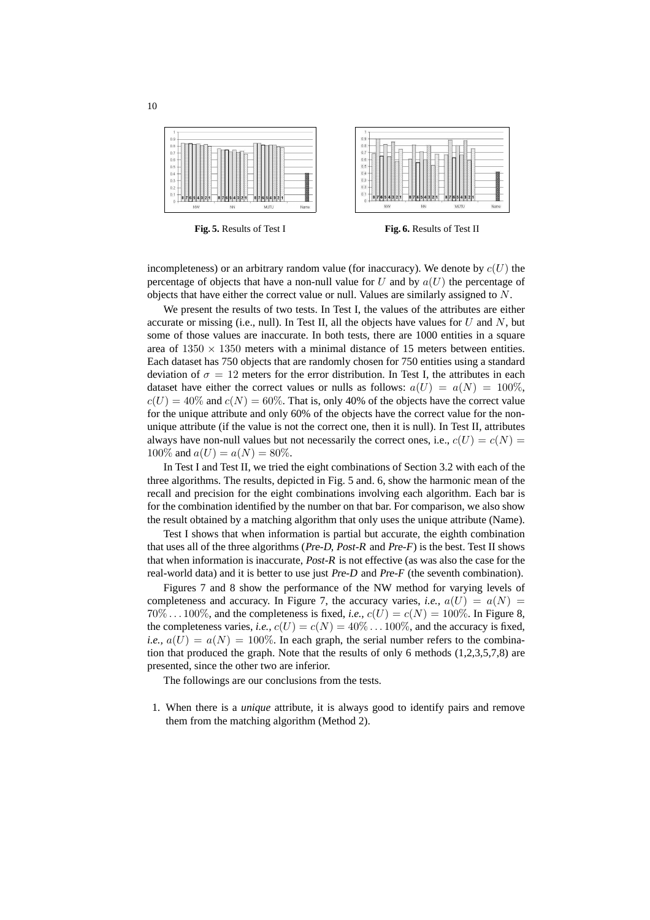Fig. 5. Results of Test I

Fig. 6. Results of Test II

incompleteness) or an arbitrary random value (for inaccuracy). We denote by $c(U)$ the percentage of objects that have a non-null value for $U$ and by $a(U)$ the percentage of objects that have either the correct value or null. Values are similarly assigned to $N$.

We present the results of two tests. In Test I, the values of the attributes are either accurate or missing (i.e., null). In Test II, all the objects have values for $U$ and $N$, but some of those values are inaccurate. In both tests, there are 1000 entities in a square area of $1350 \times 1350$ meters with a minimal distance of 15 meters between entities. Each dataset has 750 objects that are randomly chosen for 750 entities using a standard deviation of $\sigma = 12$ meters for the error distribution. In Test I, the attributes in each dataset have either the correct values or nulls as follows: $a(U) = a(N) = 100\%$, $c(U) = 40\%$ and $c(N) = 60\%$. That is, only 40% of the objects have the correct value for the unique attribute and only 60% of the objects have the correct value for the non-unique attribute (if the value is not the correct one, then it is null). In Test II, attributes always have non-null values but not necessarily the correct ones, i.e., $c(U) = c(N) = 100\%$ and $a(U) = a(N) = 80\%$.

In Test I and Test II, we tried the eight combinations of Section 3.2 with each of the three algorithms. The results, depicted in Fig. 5 and. 6, show the harmonic mean of the recall and precision for the eight combinations involving each algorithm. Each bar is for the combination identified by the number on that bar. For comparison, we also show the result obtained by a matching algorithm that only uses the unique attribute (Name).

Test I shows that when information is partial but accurate, the eighth combination that uses all of the three algorithms (*Pre-D*, *Post-R* and *Pre-F*) is the best. Test II shows that when information is inaccurate, *Post-R* is not effective (as was also the case for the real-world data) and it is better to use just *Pre-D* and *Pre-F* (the seventh combination).

Figures 7 and 8 show the performance of the NW method for varying levels of completeness and accuracy. In Figure 7, the accuracy varies, *i.e.,* $a(U) = a(N) = 70\% \ldots 100\%$, and the completeness is fixed, *i.e.,* $c(U) = c(N) = 100\%$. In Figure 8, the completeness varies, *i.e.,* $c(U) = c(N) = 40\% \ldots 100\%$, and the accuracy is fixed, *i.e.,* $a(U) = a(N) = 100\%$. In each graph, the serial number refers to the combination that produced the graph. Note that the results of only 6 methods (1,2,3,5,7,8) are presented, since the other two are inferior.

The followings are our conclusions from the tests.

1. When there is a *unique* attribute, it is always good to identify pairs and remove them from the matching algorithm (Method 2).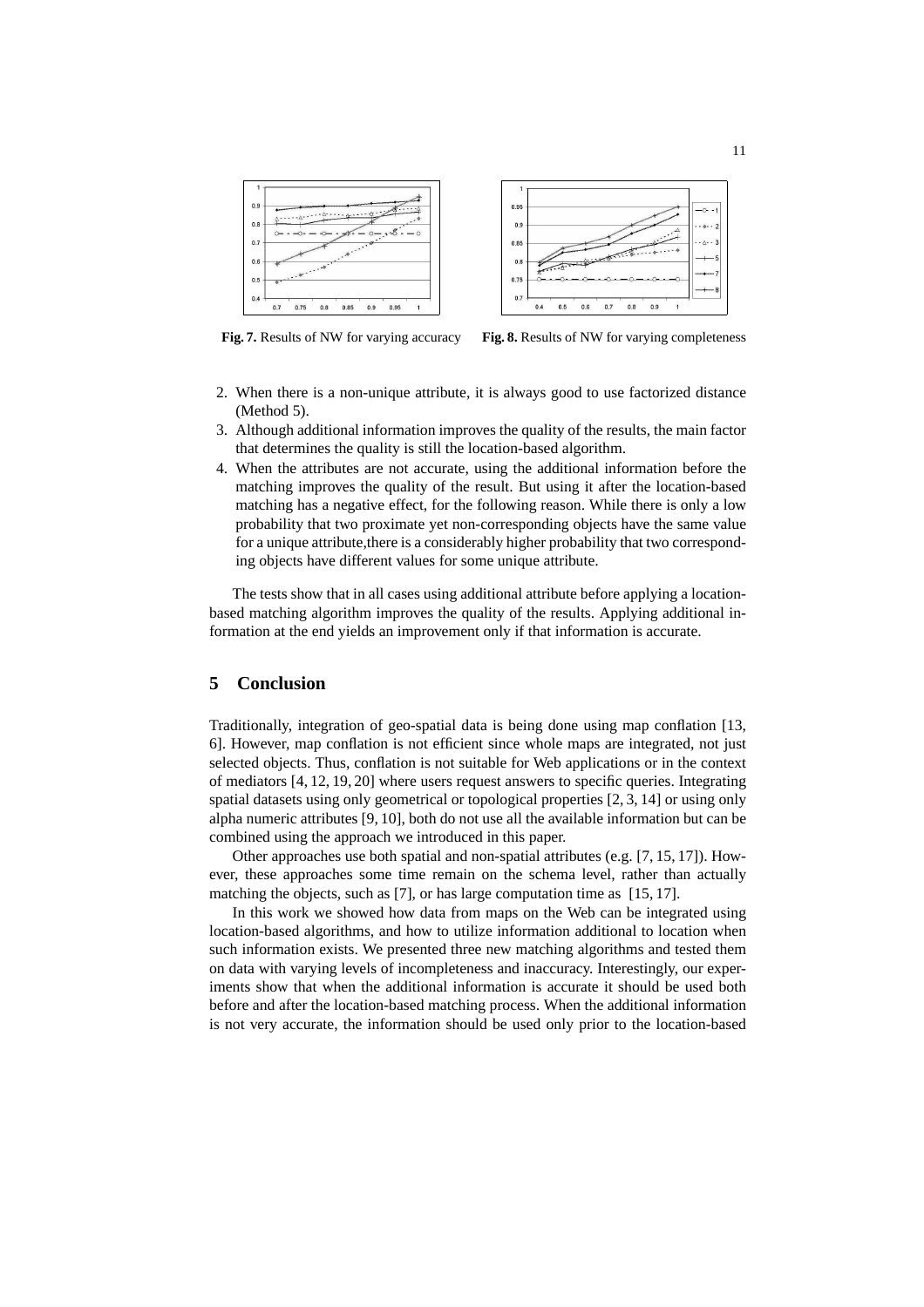**Fig. 7.** Results of NW for varying accuracy

**Fig. 8.** Results of NW for varying completeness

2. When there is a non-unique attribute, it is always good to use factorized distance (Method 5).
3. Although additional information improves the quality of the results, the main factor that determines the quality is still the location-based algorithm.
4. When the attributes are not accurate, using the additional information before the matching improves the quality of the result. But using it after the location-based matching has a negative effect, for the following reason. While there is only a low probability that two proximate yet non-corresponding objects have the same value for a unique attribute,there is a considerably higher probability that two corresponding objects have different values for some unique attribute.

The tests show that in all cases using additional attribute before applying a location-based matching algorithm improves the quality of the results. Applying additional information at the end yields an improvement only if that information is accurate.

## 5 Conclusion

Traditionally, integration of geo-spatial data is being done using map conflation [13, 6]. However, map conflation is not efficient since whole maps are integrated, not just selected objects. Thus, conflation is not suitable for Web applications or in the context of mediators [4, 12, 19, 20] where users request answers to specific queries. Integrating spatial datasets using only geometrical or topological properties [2, 3, 14] or using only alpha numeric attributes [9, 10], both do not use all the available information but can be combined using the approach we introduced in this paper.

Other approaches use both spatial and non-spatial attributes (e.g. [7, 15, 17]). However, these approaches some time remain on the schema level, rather than actually matching the objects, such as [7], or has large computation time as [15, 17].

In this work we showed how data from maps on the Web can be integrated using location-based algorithms, and how to utilize information additional to location when such information exists. We presented three new matching algorithms and tested them on data with varying levels of incompleteness and inaccuracy. Interestingly, our experiments show that when the additional information is accurate it should be used both before and after the location-based matching process. When the additional information is not very accurate, the information should be used only prior to the location-based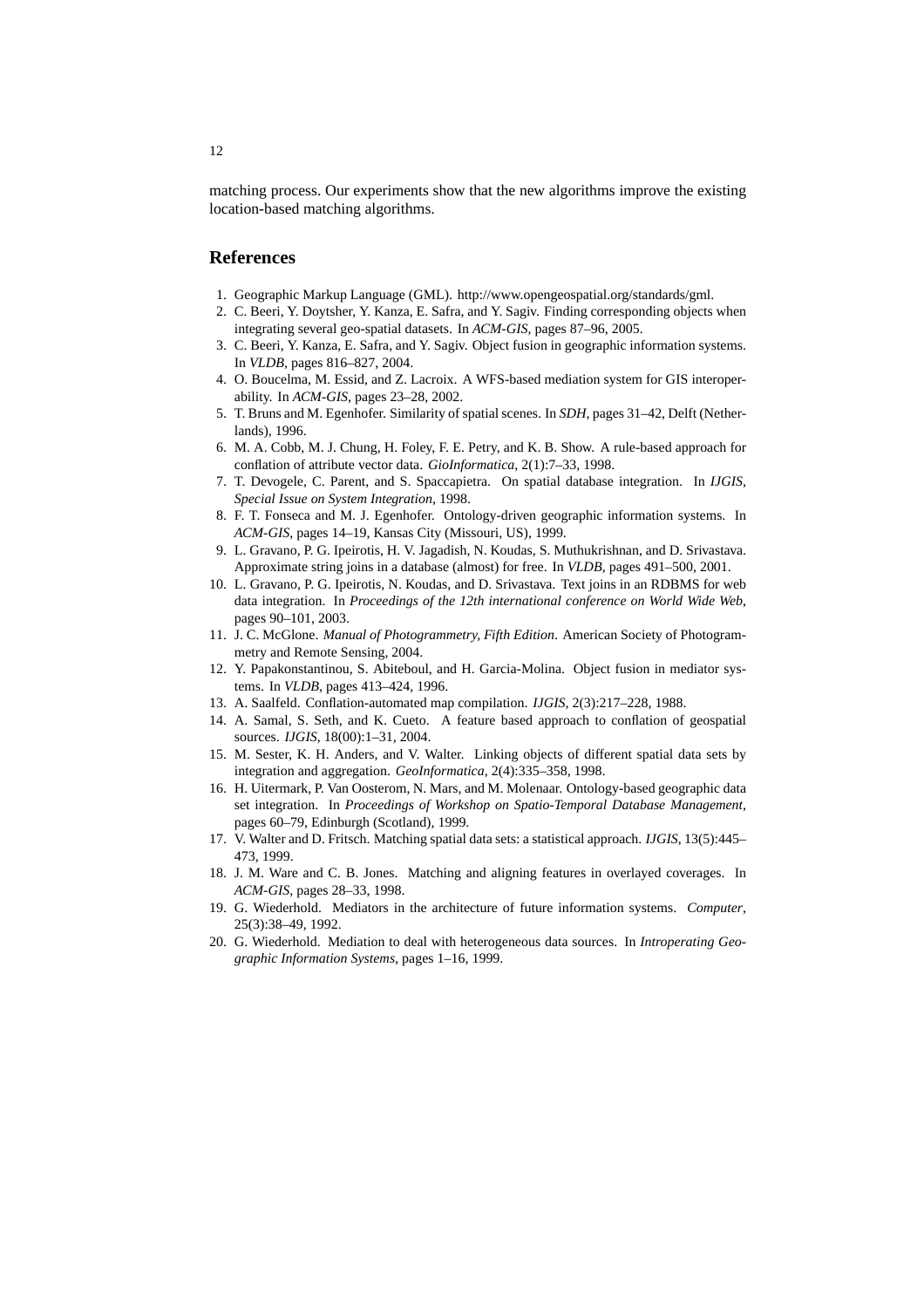matching process. Our experiments show that the new algorithms improve the existing location-based matching algorithms.

## References

1. Geographic Markup Language (GML). http://www.opengeospatial.org/standards/gml.
2. C. Beeri, Y. Doytsher, Y. Kanza, E. Safra, and Y. Sagiv. Finding corresponding objects when integrating several geo-spatial datasets. In *ACM-GIS*, pages 87–96, 2005.
3. C. Beeri, Y. Kanza, E. Safra, and Y. Sagiv. Object fusion in geographic information systems. In *VLDB*, pages 816–827, 2004.
4. O. Boucelma, M. Essid, and Z. Lacroix. A WFS-based mediation system for GIS interoperability. In *ACM-GIS*, pages 23–28, 2002.
5. T. Bruns and M. Egenhofer. Similarity of spatial scenes. In *SDH*, pages 31–42, Delft (Netherlands), 1996.
6. M. A. Cobb, M. J. Chung, H. Foley, F. E. Petry, and K. B. Show. A rule-based approach for conflation of attribute vector data. *GioInformatica*, 2(1):7–33, 1998.
7. T. Devogele, C. Parent, and S. Spaccapietra. On spatial database integration. In *IJGIS, Special Issue on System Integration*, 1998.
8. F. T. Fonseca and M. J. Egenhofer. Ontology-driven geographic information systems. In *ACM-GIS*, pages 14–19, Kansas City (Missouri, US), 1999.
9. L. Gravano, P. G. Ipeirotis, H. V. Jagadish, N. Koudas, S. Muthukrishnan, and D. Srivastava. Approximate string joins in a database (almost) for free. In *VLDB*, pages 491–500, 2001.
10. L. Gravano, P. G. Ipeirotis, N. Koudas, and D. Srivastava. Text joins in an RDBMS for web data integration. In *Proceedings of the 12th international conference on World Wide Web*, pages 90–101, 2003.
11. J. C. McGlone. *Manual of Photogrammetry, Fifth Edition*. American Society of Photogrammetry and Remote Sensing, 2004.
12. Y. Papakonstantinou, S. Abiteboul, and H. Garcia-Molina. Object fusion in mediator systems. In *VLDB*, pages 413–424, 1996.
13. A. Saalfeld. Conflation-automated map compilation. *IJGIS*, 2(3):217–228, 1988.
14. A. Samal, S. Seth, and K. Cueto. A feature based approach to conflation of geospatial sources. *IJGIS*, 18(00):1–31, 2004.
15. M. Sester, K. H. Anders, and V. Walter. Linking objects of different spatial data sets by integration and aggregation. *GeoInformatica*, 2(4):335–358, 1998.
16. H. Uitermark, P. Van Oosterom, N. Mars, and M. Molenaar. Ontology-based geographic data set integration. In *Proceedings of Workshop on Spatio-Temporal Database Management*, pages 60–79, Edinburgh (Scotland), 1999.
17. V. Walter and D. Fritsch. Matching spatial data sets: a statistical approach. *IJGIS*, 13(5):445–473, 1999.
18. J. M. Ware and C. B. Jones. Matching and aligning features in overlayed coverages. In *ACM-GIS*, pages 28–33, 1998.
19. G. Wiederhold. Mediators in the architecture of future information systems. *Computer*, 25(3):38–49, 1992.
20. G. Wiederhold. Mediation to deal with heterogeneous data sources. In *Introperating Geographic Information Systems*, pages 1–16, 1999.